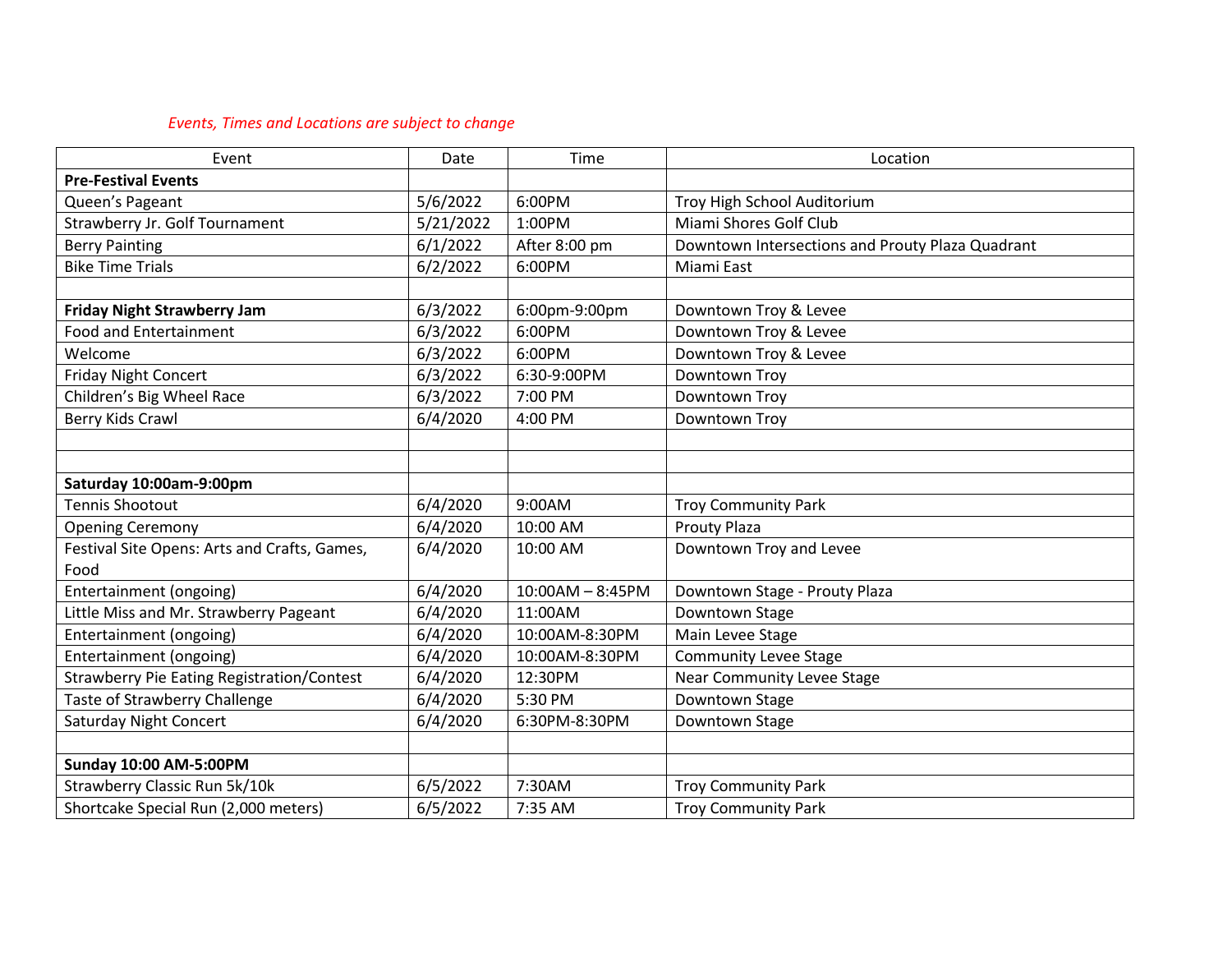*Events, Times and Locations are subject to change*

| Event | Date | Time | Location |
|---|---|---|---|
| **Pre-Festival Events** | | | |
| Queen's Pageant | 5/6/2022 | 6:00PM | Troy High School Auditorium |
| Strawberry Jr. Golf Tournament | 5/21/2022 | 1:00PM | Miami Shores Golf Club |
| Berry Painting | 6/1/2022 | After 8:00 pm | Downtown Intersections and Prouty Plaza Quadrant |
| Bike Time Trials | 6/2/2022 | 6:00PM | Miami East |
| | | | |
| **Friday Night Strawberry Jam** | 6/3/2022 | 6:00pm-9:00pm | Downtown Troy & Levee |
| Food and Entertainment | 6/3/2022 | 6:00PM | Downtown Troy & Levee |
| Welcome | 6/3/2022 | 6:00PM | Downtown Troy & Levee |
| Friday Night Concert | 6/3/2022 | 6:30-9:00PM | Downtown Troy |
| Children's Big Wheel Race | 6/3/2022 | 7:00 PM | Downtown Troy |
| Berry Kids Crawl | 6/4/2020 | 4:00 PM | Downtown Troy |
| | | | |
| | | | |
| **Saturday 10:00am-9:00pm** | | | |
| Tennis Shootout | 6/4/2020 | 9:00AM | Troy Community Park |
| Opening Ceremony | 6/4/2020 | 10:00 AM | Prouty Plaza |
| Festival Site Opens: Arts and Crafts, Games, Food | 6/4/2020 | 10:00 AM | Downtown Troy and Levee |
| Entertainment (ongoing) | 6/4/2020 | 10:00AM – 8:45PM | Downtown Stage - Prouty Plaza |
| Little Miss and Mr. Strawberry Pageant | 6/4/2020 | 11:00AM | Downtown Stage |
| Entertainment (ongoing) | 6/4/2020 | 10:00AM-8:30PM | Main Levee Stage |
| Entertainment (ongoing) | 6/4/2020 | 10:00AM-8:30PM | Community Levee Stage |
| Strawberry Pie Eating Registration/Contest | 6/4/2020 | 12:30PM | Near Community Levee Stage |
| Taste of Strawberry Challenge | 6/4/2020 | 5:30 PM | Downtown Stage |
| Saturday Night Concert | 6/4/2020 | 6:30PM-8:30PM | Downtown Stage |
| | | | |
| **Sunday 10:00 AM-5:00PM** | | | |
| Strawberry Classic Run 5k/10k | 6/5/2022 | 7:30AM | Troy Community Park |
| Shortcake Special Run (2,000 meters) | 6/5/2022 | 7:35 AM | Troy Community Park |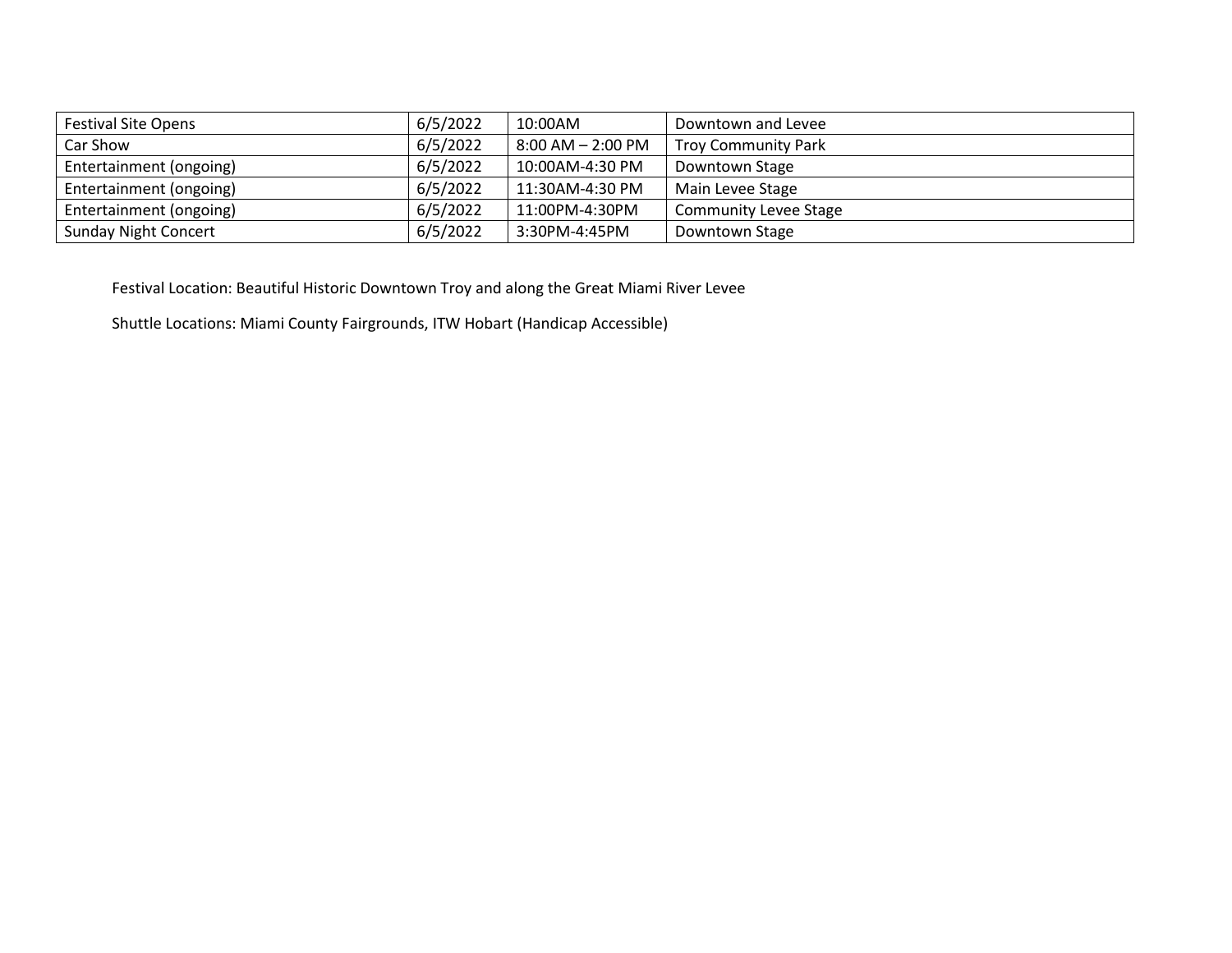| | | | |
|---|---|---|---|
| Festival Site Opens | 6/5/2022 | 10:00AM | Downtown and Levee |
| Car Show | 6/5/2022 | 8:00 AM – 2:00 PM | Troy Community Park |
| Entertainment (ongoing) | 6/5/2022 | 10:00AM-4:30 PM | Downtown Stage |
| Entertainment (ongoing) | 6/5/2022 | 11:30AM-4:30 PM | Main Levee Stage |
| Entertainment (ongoing) | 6/5/2022 | 11:00PM-4:30PM | Community Levee Stage |
| Sunday Night Concert | 6/5/2022 | 3:30PM-4:45PM | Downtown Stage |

Festival Location: Beautiful Historic Downtown Troy and along the Great Miami River Levee

Shuttle Locations: Miami County Fairgrounds, ITW Hobart (Handicap Accessible)